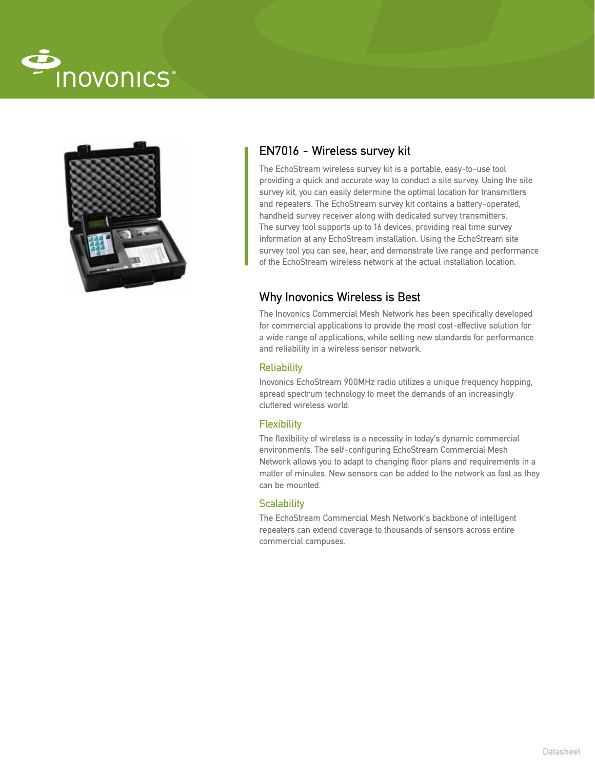# EN7016 - Wireless survey kit

The EchoStream wireless survey kit is a portable, easy-to-use tool providing a quick and accurate way to conduct a site survey. Using the site survey kit, you can easily determine the optimal location for transmitters and repeaters. The EchoStream survey kit contains a battery-operated, handheld survey receiver along with dedicated survey transmitters. The survey tool supports up to 16 devices, providing real time survey information at any EchoStream installation. Using the EchoStream site survey tool you can see, hear, and demonstrate live range and performance of the EchoStream wireless network at the actual installation location.

## Why Inovonics Wireless is Best

The Inovonics Commercial Mesh Network has been specifically developed for commercial applications to provide the most cost-effective solution for a wide range of applications, while setting new standards for performance and reliability in a wireless sensor network.

### Reliability

Inovonics EchoStream 900MHz radio utilizes a unique frequency hopping, spread spectrum technology to meet the demands of an increasingly cluttered wireless world.

### Flexibility

The flexibility of wireless is a necessity in today's dynamic commercial environments. The self-configuring EchoStream Commercial Mesh Network allows you to adapt to changing floor plans and requirements in a matter of minutes. New sensors can be added to the network as fast as they can be mounted.

### Scalability

The EchoStream Commercial Mesh Network's backbone of intelligent repeaters can extend coverage to thousands of sensors across entire commercial campuses.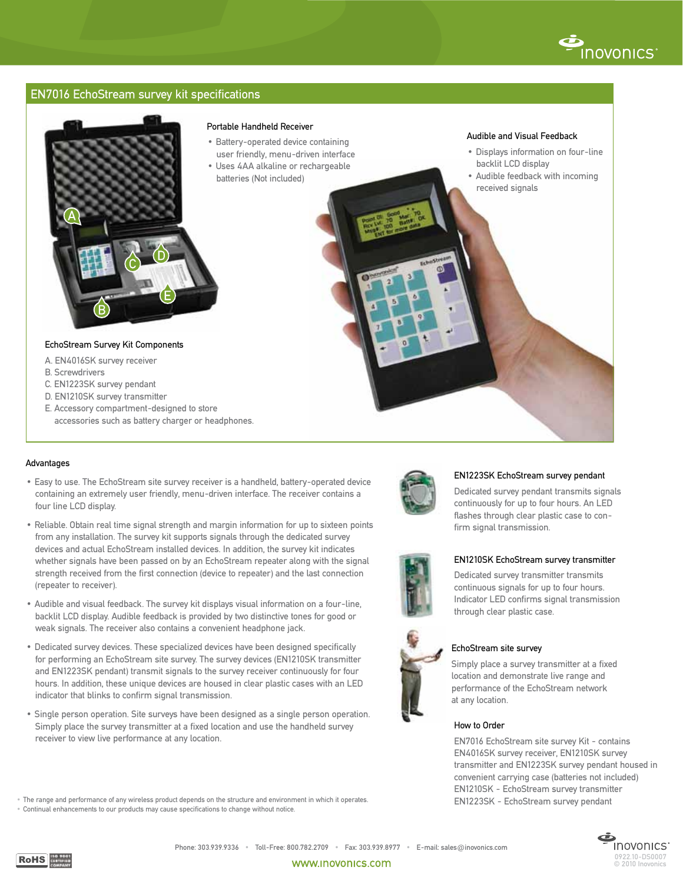## EN7016 EchoStream survey kit specifications

### Portable Handheld Receiver

- Battery-operated device containing user friendly, menu-driven interface
- Uses 4AA alkaline or rechargeable batteries (Not included)

### Audible and Visual Feedback

- Displays information on four-line backlit LCD display
- Audible feedback with incoming received signals

### EchoStream Survey Kit Components

A. EN4016SK survey receiver
B. Screwdrivers
C. EN1223SK survey pendant
D. EN1210SK survey transmitter
E. Accessory compartment-designed to store accessories such as battery charger or headphones.

### Advantages

- Easy to use. The EchoStream site survey receiver is a handheld, battery-operated device containing an extremely user friendly, menu-driven interface. The receiver contains a four line LCD display.
- Reliable. Obtain real time signal strength and margin information for up to sixteen points from any installation. The survey kit supports signals through the dedicated survey devices and actual EchoStream installed devices. In addition, the survey kit indicates whether signals have been passed on by an EchoStream repeater along with the signal strength received from the first connection (device to repeater) and the last connection (repeater to receiver).
- Audible and visual feedback. The survey kit displays visual information on a four-line, backlit LCD display. Audible feedback is provided by two distinctive tones for good or weak signals. The receiver also contains a convenient headphone jack.
- Dedicated survey devices. These specialized devices have been designed specifically for performing an EchoStream site survey. The survey devices (EN1210SK transmitter and EN1223SK pendant) transmit signals to the survey receiver continuously for four hours. In addition, these unique devices are housed in clear plastic cases with an LED indicator that blinks to confirm signal transmission.
- Single person operation. Site surveys have been designed as a single person operation. Simply place the survey transmitter at a fixed location and use the handheld survey receiver to view live performance at any location.

### EN1223SK EchoStream survey pendant

Dedicated survey pendant transmits signals continuously for up to four hours. An LED flashes through clear plastic case to confirm signal transmission.

### EN1210SK EchoStream survey transmitter

Dedicated survey transmitter transmits continuous signals for up to four hours. Indicator LED confirms signal transmission through clear plastic case.

### EchoStream site survey

Simply place a survey transmitter at a fixed location and demonstrate live range and performance of the EchoStream network at any location.

### How to Order

EN7016 EchoStream site survey Kit - contains EN4016SK survey receiver, EN1210SK survey transmitter and EN1223SK survey pendant housed in convenient carrying case (batteries not included)
EN1210SK - EchoStream survey transmitter
EN1223SK - EchoStream survey pendant

- The range and performance of any wireless product depends on the structure and environment in which it operates.
- Continual enhancements to our products may cause specifications to change without notice.

Phone: 303.939.9336 • Toll-Free: 800.782.2709 • Fax: 303.939.8977 • E-mail: sales@inovonics.com

www.inovonics.com

0922.10-DS0007
© 2010 Inovonics